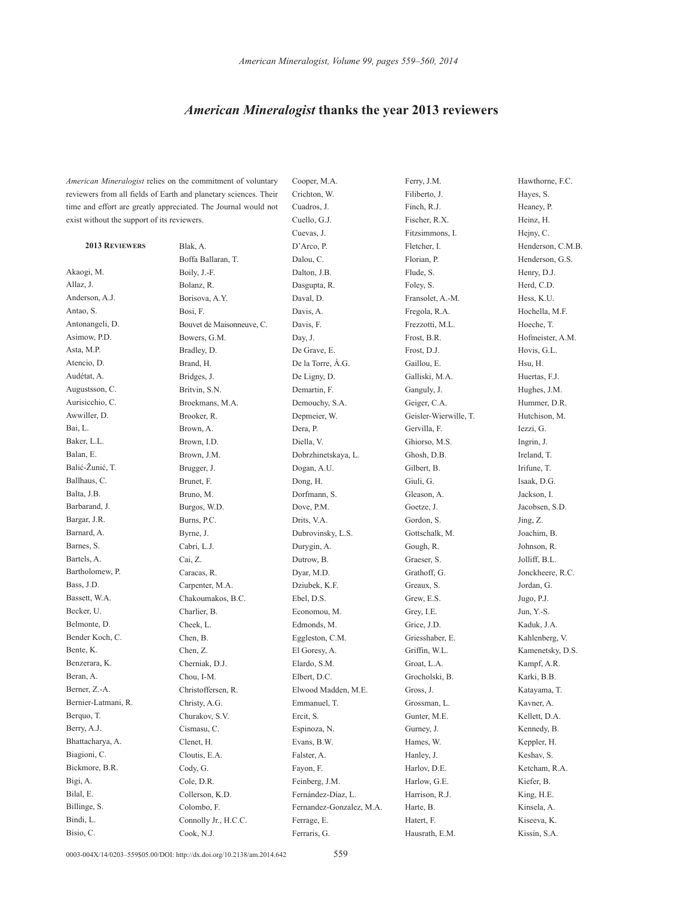# *American Mineralogist* thanks the year 2013 reviewers

*American Mineralogist* relies on the commitment of voluntary reviewers from all fields of Earth and planetary sciences. Their time and effort are greatly appreciated. The Journal would not exist without the support of its reviewers.

**2013 Reviewers**

Akaogi, M.
Allaz, J.
Anderson, A.J.
Antao, S.
Antonangeli, D.
Asimow, P.D.
Asta, M.P.
Atencio, D.
Audétat, A.
Augustsson, C.
Aurisicchio, C.
Awwiller, D.
Bai, L.
Baker, L.L.
Balan, E.
Balić-Žunić, T.
Ballhaus, C.
Balta, J.B.
Barbarand, J.
Bargar, J.R.
Barnard, A.
Barnes, S.
Bartels, A.
Bartholomew, P.
Bass, J.D.
Bassett, W.A.
Becker, U.
Belmonte, D.
Bender Koch, C.
Bente, K.
Benzerara, K.
Beran, A.
Berner, Z.-A.
Bernier-Latmani, R.
Berquo, T.
Berry, A.J.
Bhattacharya, A.
Biagioni, C.
Bickmore, B.R.
Bigi, A.
Bilal, E.
Billinge, S.
Bindi, L.
Bisio, C.
Blak, A.
Boffa Ballaran, T.
Boily, J.-F.
Bolanz, R.
Borisova, A.Y.
Bosi, F.
Bouvet de Maisonneuve, C.
Bowers, G.M.
Bradley, D.
Brand, H.
Bridges, J.
Britvin, S.N.
Broekmans, M.A.
Brooker, R.
Brown, A.
Brown, I.D.
Brown, J.M.
Brugger, J.
Brunet, F.
Bruno, M.
Burgos, W.D.
Burns, P.C.
Byrne, J.
Cabri, L.J.
Cai, Z.
Caracas, R.
Carpenter, M.A.
Chakoumakos, B.C.
Charlier, B.
Cheek, L.
Chen, B.
Chen, Z.
Cherniak, D.J.
Chou, I-M.
Christoffersen, R.
Christy, A.G.
Churakov, S.V.
Cismasu, C.
Clenet, H.
Cloutis, E.A.
Cody, G.
Cole, D.R.
Collerson, K.D.
Colombo, F.
Connolly Jr., H.C.C.
Cook, N.J.
Cooper, M.A.
Crichton, W.
Cuadros, J.
Cuello, G.J.
Cuevas, J.
D'Arco, P.
Dalou, C.
Dalton, J.B.
Dasgupta, R.
Daval, D.
Davis, A.
Davis, F.
Day, J.
De Grave, E.
De la Torre, Á.G.
De Ligny, D.
Demartin, F.
Demouchy, S.A.
Depmeier, W.
Dera, P.
Diella, V.
Dobrzhinetskaya, L.
Dogan, A.U.
Dong, H.
Dorfmann, S.
Dove, P.M.
Drits, V.A.
Dubrovinsky, L.S.
Durygin, A.
Dutrow, B.
Dyar, M.D.
Dziubek, K.F.
Ebel, D.S.
Economou, M.
Edmonds, M.
Eggleston, C.M.
El Goresy, A.
Elardo, S.M.
Elbert, D.C.
Elwood Madden, M.E.
Emmanuel, T.
Ercit, S.
Espinoza, N.
Evans, B.W.
Falster, A.
Fayon, F.
Feinberg, J.M.
Fernández-Díaz, L.
Fernandez-Gonzalez, M.A.
Ferrage, E.
Ferraris, G.
Ferry, J.M.
Filiberto, J.
Finch, R.J.
Fischer, R.X.
Fitzsimmons, I.
Fletcher, I.
Florian, P.
Flude, S.
Foley, S.
Fransolet, A.-M.
Fregola, R.A.
Frezzotti, M.L.
Frost, B.R.
Frost, D.J.
Gaillou, E.
Galliski, M.A.
Ganguly, J.
Geiger, C.A.
Geisler-Wierwille, T.
Gervilla, F.
Ghiorso, M.S.
Ghosh, D.B.
Gilbert, B.
Giuli, G.
Gleason, A.
Goetze, J.
Gordon, S.
Gottschalk, M.
Gough, R.
Graeser, S.
Grathoff, G.
Greaux, S.
Grew, E.S.
Grey, I.E.
Grice, J.D.
Griesshaber, E.
Griffin, W.L.
Groat, L.A.
Grocholski, B.
Gross, J.
Grossman, L.
Gunter, M.E.
Gurney, J.
Hames, W.
Hanley, J.
Harlov, D.E.
Harlow, G.E.
Harrison, R.J.
Harte, B.
Hatert, F.
Hausrath, E.M.
Hawthorne, F.C.
Hayes, S.
Heaney, P.
Heinz, H.
Hejny, C.
Henderson, C.M.B.
Henderson, G.S.
Henry, D.J.
Herd, C.D.
Hess, K.U.
Hochella, M.F.
Hoeche, T.
Hofmeister, A.M.
Hovis, G.L.
Hsu, H.
Huertas, F.J.
Hughes, J.M.
Hummer, D.R.
Hutchison, M.
Iezzi, G.
Ingrin, J.
Ireland, T.
Irifune, T.
Isaak, D.G.
Jackson, I.
Jacobsen, S.D.
Jing, Z.
Joachim, B.
Johnson, R.
Jolliff, B.L.
Jonckheere, R.C.
Jordan, G.
Jugo, P.J.
Jun, Y.-S.
Kaduk, J.A.
Kahlenberg, V.
Kamenetsky, D.S.
Kampf, A.R.
Karki, B.B.
Katayama, T.
Kavner, A.
Kellett, D.A.
Kennedy, B.
Keppler, H.
Keshav, S.
Ketcham, R.A.
Kiefer, B.
King, H.E.
Kinsela, A.
Kiseeva, K.
Kissin, S.A.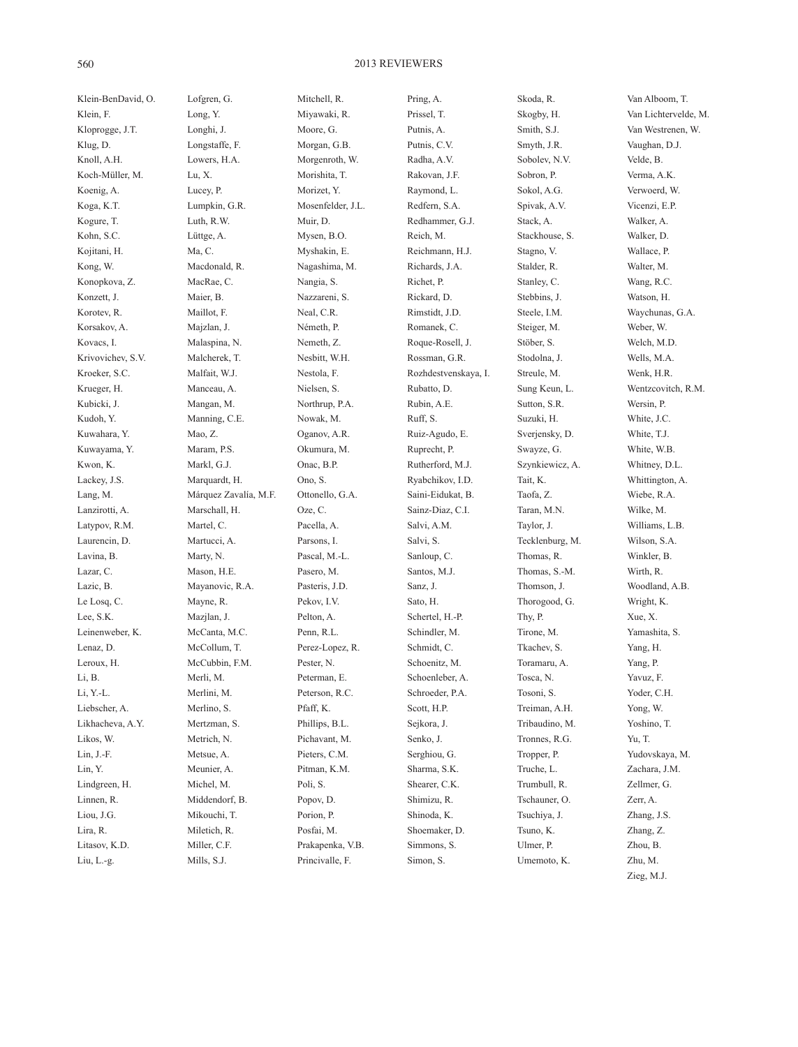Klein-BenDavid, O.
Klein, F.
Kloprogge, J.T.
Klug, D.
Knoll, A.H.
Koch-Müller, M.
Koenig, A.
Koga, K.T.
Kogure, T.
Kohn, S.C.
Kojitani, H.
Kong, W.
Konopkova, Z.
Konzett, J.
Korotev, R.
Korsakov, A.
Kovacs, I.
Krivovichev, S.V.
Kroeker, S.C.
Krueger, H.
Kubicki, J.
Kudoh, Y.
Kuwahara, Y.
Kuwayama, Y.
Kwon, K.
Lackey, J.S.
Lang, M.
Lanzirotti, A.
Latypov, R.M.
Laurencin, D.
Lavina, B.
Lazar, C.
Lazic, B.
Le Losq, C.
Lee, S.K.
Leinenweber, K.
Lenaz, D.
Leroux, H.
Li, B.
Li, Y.-L.
Liebscher, A.
Likhacheva, A.Y.
Likos, W.
Lin, J.-F.
Lin, Y.
Lindgreen, H.
Linnen, R.
Liou, J.G.
Lira, R.
Litasov, K.D.
Liu, L.-g.
Lofgren, G.
Long, Y.
Longhi, J.
Longstaffe, F.
Lowers, H.A.
Lu, X.
Lucey, P.
Lumpkin, G.R.
Luth, R.W.
Lüttge, A.
Ma, C.
Macdonald, R.
MacRae, C.
Maier, B.
Maillot, F.
Majzlan, J.
Malaspina, N.
Malcherek, T.
Malfait, W.J.
Manceau, A.
Mangan, M.
Manning, C.E.
Mao, Z.
Maram, P.S.
Markl, G.J.
Marquardt, H.
Márquez Zavalía, M.F.
Marschall, H.
Martel, C.
Martucci, A.
Marty, N.
Mason, H.E.
Mayanovic, R.A.
Mayne, R.
Mazjlan, J.
McCanta, M.C.
McCollum, T.
McCubbin, F.M.
Merli, M.
Merlini, M.
Merlino, S.
Mertzman, S.
Metrich, N.
Metsue, A.
Meunier, A.
Michel, M.
Middendorf, B.
Mikouchi, T.
Miletich, R.
Miller, C.F.
Mills, S.J.
Mitchell, R.
Miyawaki, R.
Moore, G.
Morgan, G.B.
Morgenroth, W.
Morishita, T.
Morizet, Y.
Mosenfelder, J.L.
Muir, D.
Mysen, B.O.
Myshakin, E.
Nagashima, M.
Nangia, S.
Nazzareni, S.
Neal, C.R.
Németh, P.
Nemeth, Z.
Nesbitt, W.H.
Nestola, F.
Nielsen, S.
Northrup, P.A.
Nowak, M.
Oganov, A.R.
Okumura, M.
Onac, B.P.
Ono, S.
Ottonello, G.A.
Oze, C.
Pacella, A.
Parsons, I.
Pascal, M.-L.
Pasero, M.
Pasteris, J.D.
Pekov, I.V.
Pelton, A.
Penn, R.L.
Perez-Lopez, R.
Pester, N.
Peterman, E.
Peterson, R.C.
Pfaff, K.
Phillips, B.L.
Pichavant, M.
Pieters, C.M.
Pitman, K.M.
Poli, S.
Popov, D.
Porion, P.
Posfai, M.
Prakapenka, V.B.
Princivalle, F.
Pring, A.
Prissel, T.
Putnis, A.
Putnis, C.V.
Radha, A.V.
Rakovan, J.F.
Raymond, L.
Redfern, S.A.
Redhammer, G.J.
Reich, M.
Reichmann, H.J.
Richards, J.A.
Richet, P.
Rickard, D.
Rimstidt, J.D.
Romanek, C.
Roque-Rosell, J.
Rossman, G.R.
Rozhdestvenskaya, I.
Rubatto, D.
Rubin, A.E.
Ruff, S.
Ruiz-Agudo, E.
Ruprecht, P.
Rutherford, M.J.
Ryabchikov, I.D.
Saini-Eidukat, B.
Sainz-Diaz, C.I.
Salvi, A.M.
Salvi, S.
Sanloup, C.
Santos, M.J.
Sanz, J.
Sato, H.
Schertel, H.-P.
Schindler, M.
Schmidt, C.
Schoenitz, M.
Schoenleber, A.
Schroeder, P.A.
Scott, H.P.
Sejkora, J.
Senko, J.
Serghiou, G.
Sharma, S.K.
Shearer, C.K.
Shimizu, R.
Shinoda, K.
Shoemaker, D.
Simmons, S.
Simon, S.
Skoda, R.
Skogby, H.
Smith, S.J.
Smyth, J.R.
Sobolev, N.V.
Sobron, P.
Sokol, A.G.
Spivak, A.V.
Stack, A.
Stackhouse, S.
Stagno, V.
Stalder, R.
Stanley, C.
Stebbins, J.
Steele, I.M.
Steiger, M.
Stöber, S.
Stodolna, J.
Streule, M.
Sung Keun, L.
Sutton, S.R.
Suzuki, H.
Sverjensky, D.
Swayze, G.
Szynkiewicz, A.
Tait, K.
Taofa, Z.
Taran, M.N.
Taylor, J.
Tecklenburg, M.
Thomas, R.
Thomas, S.-M.
Thomson, J.
Thorogood, G.
Thy, P.
Tirone, M.
Tkachev, S.
Toramaru, A.
Tosca, N.
Tosoni, S.
Treiman, A.H.
Tribaudino, M.
Tronnes, R.G.
Tropper, P.
Truche, L.
Trumbull, R.
Tschauner, O.
Tsuchiya, J.
Tsuno, K.
Ulmer, P.
Umemoto, K.
Van Alboom, T.
Van Lichtervelde, M.
Van Westrenen, W.
Vaughan, D.J.
Velde, B.
Verma, A.K.
Verwoerd, W.
Vicenzi, E.P.
Walker, A.
Walker, D.
Wallace, P.
Walter, M.
Wang, R.C.
Watson, H.
Waychunas, G.A.
Weber, W.
Welch, M.D.
Wells, M.A.
Wenk, H.R.
Wentzcovitch, R.M.
Wersin, P.
White, J.C.
White, T.J.
White, W.B.
Whitney, D.L.
Whittington, A.
Wiebe, R.A.
Wilke, M.
Williams, L.B.
Wilson, S.A.
Winkler, B.
Wirth, R.
Woodland, A.B.
Wright, K.
Xue, X.
Yamashita, S.
Yang, H.
Yang, P.
Yavuz, F.
Yoder, C.H.
Yong, W.
Yoshino, T.
Yu, T.
Yudovskaya, M.
Zachara, J.M.
Zellmer, G.
Zerr, A.
Zhang, J.S.
Zhang, Z.
Zhou, B.
Zhu, M.
Zieg, M.J.